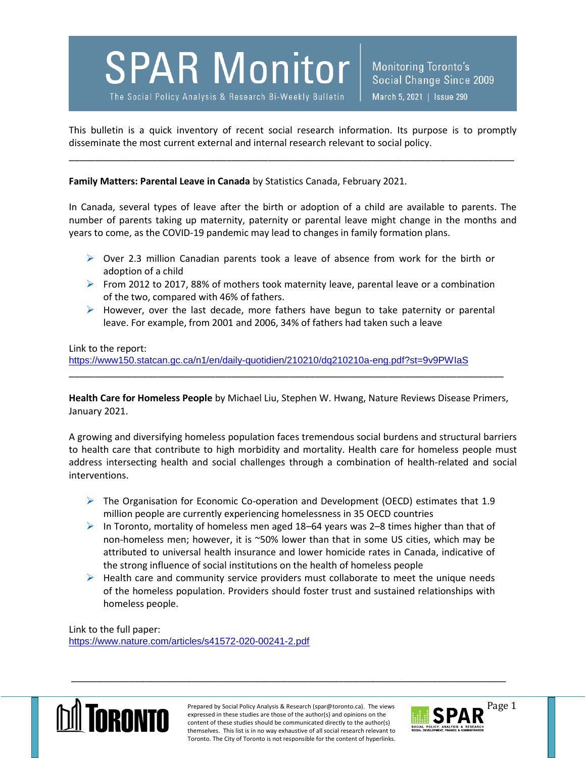# SPAR Monitor

The Social Policy Analysis & Research Bi-Weekly Bulletin

Monitoring Toronto's Social Change Since 2009

March 5, 2021 | Issue 290

This bulletin is a quick inventory of recent social research information. Its purpose is to promptly disseminate the most current external and internal research relevant to social policy.

---

**Family Matters: Parental Leave in Canada** by Statistics Canada, February 2021.

In Canada, several types of leave after the birth or adoption of a child are available to parents. The number of parents taking up maternity, paternity or parental leave might change in the months and years to come, as the COVID-19 pandemic may lead to changes in family formation plans.

- Over 2.3 million Canadian parents took a leave of absence from work for the birth or adoption of a child
- From 2012 to 2017, 88% of mothers took maternity leave, parental leave or a combination of the two, compared with 46% of fathers.
- However, over the last decade, more fathers have begun to take paternity or parental leave. For example, from 2001 and 2006, 34% of fathers had taken such a leave

Link to the report:
https://www150.statcan.gc.ca/n1/en/daily-quotidien/210210/dq210210a-eng.pdf?st=9v9PWIaS

---

**Health Care for Homeless People** by Michael Liu, Stephen W. Hwang, Nature Reviews Disease Primers, January 2021.

A growing and diversifying homeless population faces tremendous social burdens and structural barriers to health care that contribute to high morbidity and mortality. Health care for homeless people must address intersecting health and social challenges through a combination of health-related and social interventions.

- The Organisation for Economic Co-operation and Development (OECD) estimates that 1.9 million people are currently experiencing homelessness in 35 OECD countries
- In Toronto, mortality of homeless men aged 18–64 years was 2–8 times higher than that of non-homeless men; however, it is ~50% lower than that in some US cities, which may be attributed to universal health insurance and lower homicide rates in Canada, indicative of the strong influence of social institutions on the health of homeless people
- Health care and community service providers must collaborate to meet the unique needs of the homeless population. Providers should foster trust and sustained relationships with homeless people.

Link to the full paper:
https://www.nature.com/articles/s41572-020-00241-2.pdf

---

Prepared by Social Policy Analysis & Research (spar@toronto.ca). The views expressed in these studies are those of the author(s) and opinions on the content of these studies should be communicated directly to the author(s) themselves. This list is in no way exhaustive of all social research relevant to Toronto. The City of Toronto is not responsible for the content of hyperlinks.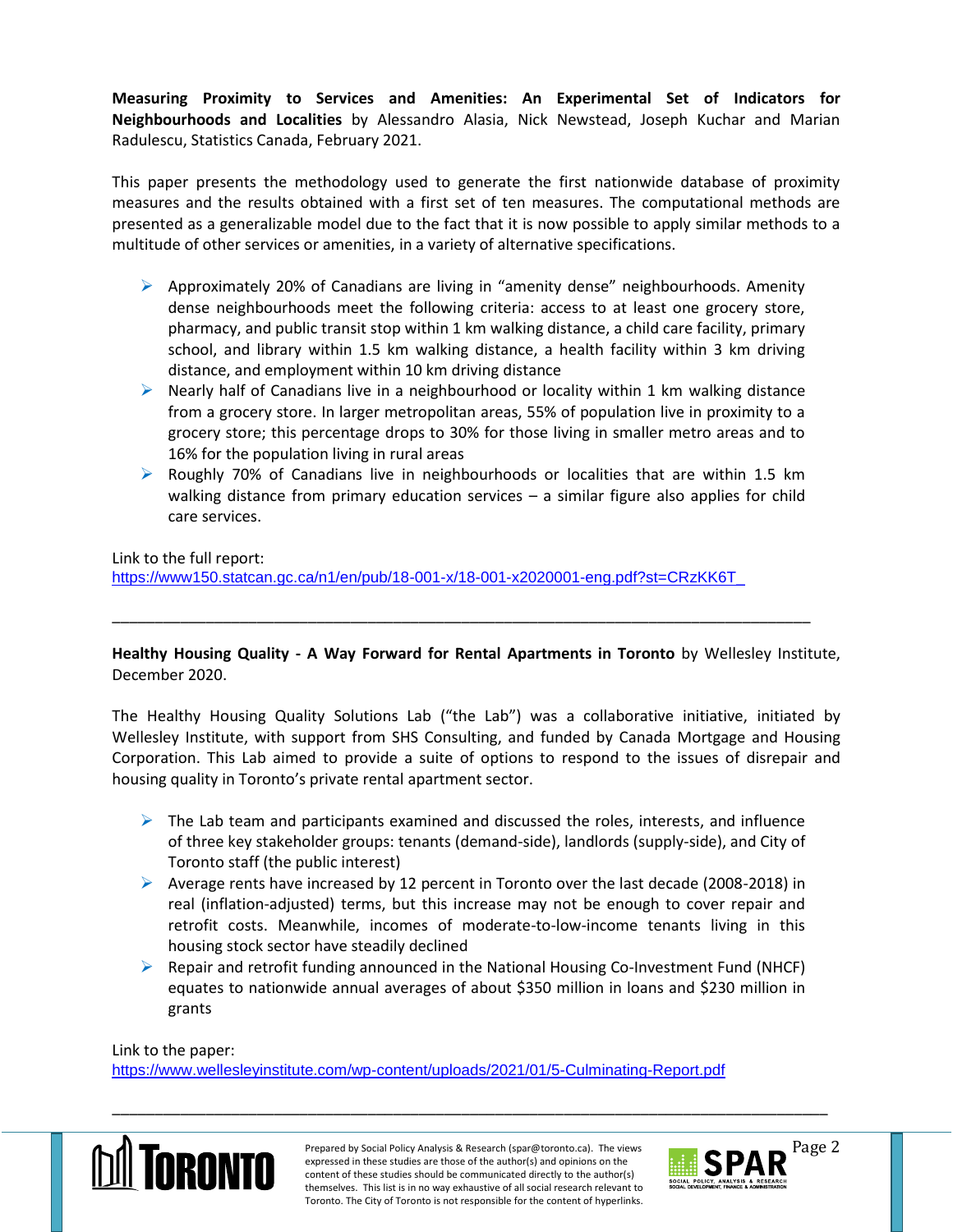**Measuring Proximity to Services and Amenities: An Experimental Set of Indicators for Neighbourhoods and Localities** by Alessandro Alasia, Nick Newstead, Joseph Kuchar and Marian Radulescu, Statistics Canada, February 2021.

This paper presents the methodology used to generate the first nationwide database of proximity measures and the results obtained with a first set of ten measures. The computational methods are presented as a generalizable model due to the fact that it is now possible to apply similar methods to a multitude of other services or amenities, in a variety of alternative specifications.

- Approximately 20% of Canadians are living in "amenity dense" neighbourhoods. Amenity dense neighbourhoods meet the following criteria: access to at least one grocery store, pharmacy, and public transit stop within 1 km walking distance, a child care facility, primary school, and library within 1.5 km walking distance, a health facility within 3 km driving distance, and employment within 10 km driving distance
- Nearly half of Canadians live in a neighbourhood or locality within 1 km walking distance from a grocery store. In larger metropolitan areas, 55% of population live in proximity to a grocery store; this percentage drops to 30% for those living in smaller metro areas and to 16% for the population living in rural areas
- Roughly 70% of Canadians live in neighbourhoods or localities that are within 1.5 km walking distance from primary education services – a similar figure also applies for child care services.

Link to the full report:
https://www150.statcan.gc.ca/n1/en/pub/18-001-x/18-001-x2020001-eng.pdf?st=CRzKK6T_

---

**Healthy Housing Quality - A Way Forward for Rental Apartments in Toronto** by Wellesley Institute, December 2020.

The Healthy Housing Quality Solutions Lab ("the Lab") was a collaborative initiative, initiated by Wellesley Institute, with support from SHS Consulting, and funded by Canada Mortgage and Housing Corporation. This Lab aimed to provide a suite of options to respond to the issues of disrepair and housing quality in Toronto's private rental apartment sector.

- The Lab team and participants examined and discussed the roles, interests, and influence of three key stakeholder groups: tenants (demand-side), landlords (supply-side), and City of Toronto staff (the public interest)
- Average rents have increased by 12 percent in Toronto over the last decade (2008-2018) in real (inflation-adjusted) terms, but this increase may not be enough to cover repair and retrofit costs. Meanwhile, incomes of moderate-to-low-income tenants living in this housing stock sector have steadily declined
- Repair and retrofit funding announced in the National Housing Co-Investment Fund (NHCF) equates to nationwide annual averages of about $350 million in loans and $230 million in grants

Link to the paper:
https://www.wellesleyinstitute.com/wp-content/uploads/2021/01/5-Culminating-Report.pdf

---

Prepared by Social Policy Analysis & Research (spar@toronto.ca). The views expressed in these studies are those of the author(s) and opinions on the content of these studies should be communicated directly to the author(s) themselves. This list is in no way exhaustive of all social research relevant to Toronto. The City of Toronto is not responsible for the content of hyperlinks.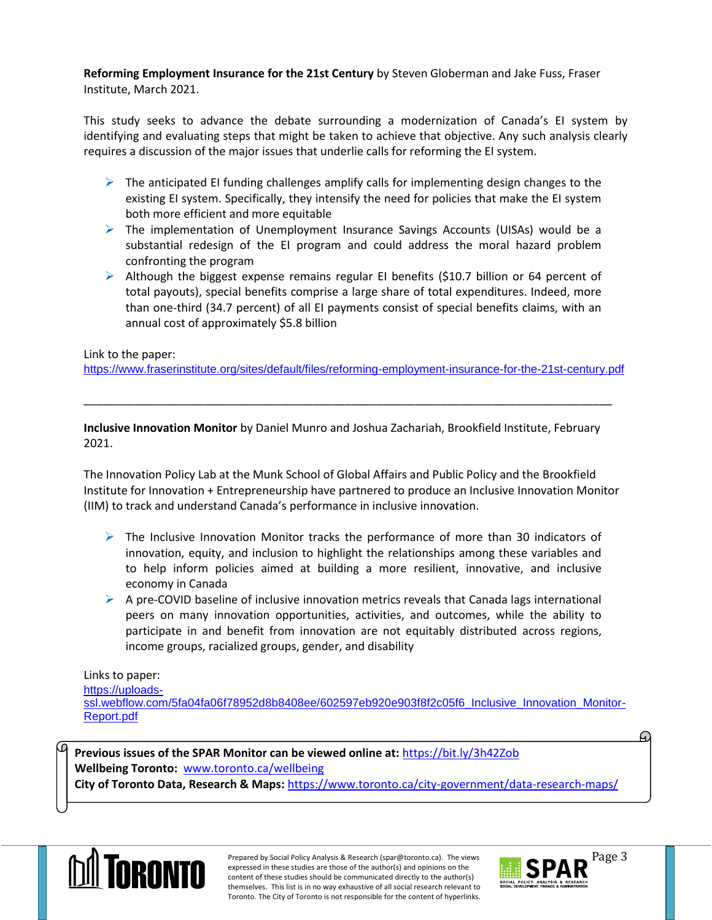**Reforming Employment Insurance for the 21st Century** by Steven Globerman and Jake Fuss, Fraser Institute, March 2021.

This study seeks to advance the debate surrounding a modernization of Canada's EI system by identifying and evaluating steps that might be taken to achieve that objective. Any such analysis clearly requires a discussion of the major issues that underlie calls for reforming the EI system.

- The anticipated EI funding challenges amplify calls for implementing design changes to the existing EI system. Specifically, they intensify the need for policies that make the EI system both more efficient and more equitable
- The implementation of Unemployment Insurance Savings Accounts (UISAs) would be a substantial redesign of the EI program and could address the moral hazard problem confronting the program
- Although the biggest expense remains regular EI benefits ($10.7 billion or 64 percent of total payouts), special benefits comprise a large share of total expenditures. Indeed, more than one-third (34.7 percent) of all EI payments consist of special benefits claims, with an annual cost of approximately $5.8 billion

Link to the paper:
https://www.fraserinstitute.org/sites/default/files/reforming-employment-insurance-for-the-21st-century.pdf

---

**Inclusive Innovation Monitor** by Daniel Munro and Joshua Zachariah, Brookfield Institute, February 2021.

The Innovation Policy Lab at the Munk School of Global Affairs and Public Policy and the Brookfield Institute for Innovation + Entrepreneurship have partnered to produce an Inclusive Innovation Monitor (IIM) to track and understand Canada's performance in inclusive innovation.

- The Inclusive Innovation Monitor tracks the performance of more than 30 indicators of innovation, equity, and inclusion to highlight the relationships among these variables and to help inform policies aimed at building a more resilient, innovative, and inclusive economy in Canada
- A pre-COVID baseline of inclusive innovation metrics reveals that Canada lags international peers on many innovation opportunities, activities, and outcomes, while the ability to participate in and benefit from innovation are not equitably distributed across regions, income groups, racialized groups, gender, and disability

Links to paper:
https://uploads-ssl.webflow.com/5fa04fa06f78952d8b8408ee/602597eb920e903f8f2c05f6_Inclusive_Innovation_Monitor-Report.pdf

**Previous issues of the SPAR Monitor can be viewed online at:** https://bit.ly/3h42Zob
**Wellbeing Toronto:** www.toronto.ca/wellbeing
**City of Toronto Data, Research & Maps:** https://www.toronto.ca/city-government/data-research-maps/

Prepared by Social Policy Analysis & Research (spar@toronto.ca). The views expressed in these studies are those of the author(s) and opinions on the content of these studies should be communicated directly to the author(s) themselves. This list is in no way exhaustive of all social research relevant to Toronto. The City of Toronto is not responsible for the content of hyperlinks.